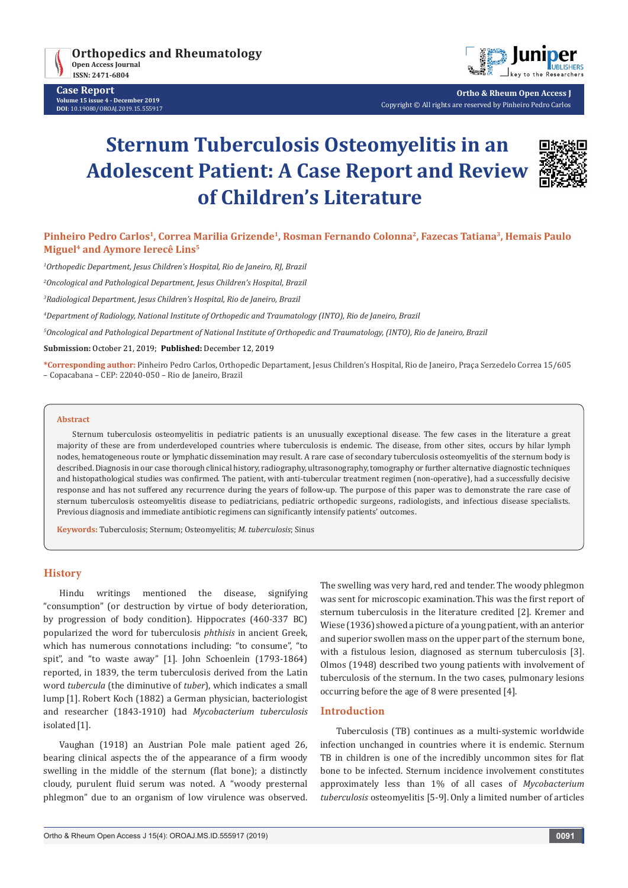# Sternum Tuberculosis Osteomyelitis in an Adolescent Patient: A Case Report and Review of Children's Literature

**Pinheiro Pedro Carlos[1], Correa Marilia Grizende[1], Rosman Fernando Colonna[2], Fazecas Tatiana[3], Hemais Paulo Miguel[4] and Aymore Ierecê Lins[5]**

[1]*Orthopedic Department, Jesus Children's Hospital, Rio de Janeiro, RJ, Brazil*

[2]*Oncological and Pathological Department, Jesus Children's Hospital, Rio de Janeiro, Brazil*

[3]*Radiological Department, Jesus Children's Hospital, Rio de Janeiro, Brazil*

[4]*Department of Radiology, National Institute of Orthopedic and Traumatology (INTO), Rio de Janeiro, Brazil*

[5]*Oncological and Pathological Department of National Institute of Orthopedic and Traumatology, (INTO), Rio de Janeiro, Brazil*

**Submission:** October 21, 2019; **Published:** December 12, 2019

**\*Corresponding author:** Pinheiro Pedro Carlos, Orthopedic Departament, Jesus Children's Hospital, Rio de Janeiro, Praça Serzedelo Correa 15/605 – Copacabana – CEP: 22040-050 – Rio de Janeiro, Brazil

## Abstract

Sternum tuberculosis osteomyelitis in pediatric patients is an unusually exceptional disease. The few cases in the literature a great majority of these are from underdeveloped countries where tuberculosis is endemic. The disease, from other sites, occurs by hilar lymph nodes, hematogeneous route or lymphatic dissemination may result. A rare case of secondary tuberculosis osteomyelitis of the sternum body is described. Diagnosis in our case thorough clinical history, radiography, ultrasonography, tomography or further alternative diagnostic techniques and histopathological studies was confirmed. The patient, with anti-tubercular treatment regimen (non-operative), had a successfully decisive response and has not suffered any recurrence during the years of follow-up. The purpose of this paper was to demonstrate the rare case of sternum tuberculosis osteomyelitis disease to pediatricians, pediatric orthopedic surgeons, radiologists, and infectious disease specialists. Previous diagnosis and immediate antibiotic regimens can significantly intensify patients' outcomes.

**Keywords:** Tuberculosis; Sternum; Osteomyelitis; *M. tuberculosis*; Sinus

## History

Hindu writings mentioned the disease, signifying "consumption" (or destruction by virtue of body deterioration, by progression of body condition). Hippocrates (460-337 BC) popularized the word for tuberculosis *phthisis* in ancient Greek, which has numerous connotations including: "to consume", "to spit", and "to waste away" [1]. John Schoenlein (1793-1864) reported, in 1839, the term tuberculosis derived from the Latin word *tubercula* (the diminutive of *tuber*), which indicates a small lump [1]. Robert Koch (1882) a German physician, bacteriologist and researcher (1843-1910) had *Mycobacterium tuberculosis* isolated [1].

Vaughan (1918) an Austrian Pole male patient aged 26, bearing clinical aspects the of the appearance of a firm woody swelling in the middle of the sternum (flat bone); a distinctly cloudy, purulent fluid serum was noted. A "woody presternal phlegmon" due to an organism of low virulence was observed. The swelling was very hard, red and tender. The woody phlegmon was sent for microscopic examination. This was the first report of sternum tuberculosis in the literature credited [2]. Kremer and Wiese (1936) showed a picture of a young patient, with an anterior and superior swollen mass on the upper part of the sternum bone, with a fistulous lesion, diagnosed as sternum tuberculosis [3]. Olmos (1948) described two young patients with involvement of tuberculosis of the sternum. In the two cases, pulmonary lesions occurring before the age of 8 were presented [4].

## Introduction

Tuberculosis (TB) continues as a multi-systemic worldwide infection unchanged in countries where it is endemic. Sternum TB in children is one of the incredibly uncommon sites for flat bone to be infected. Sternum incidence involvement constitutes approximately less than 1% of all cases of *Mycobacterium tuberculosis* osteomyelitis [5-9]. Only a limited number of articles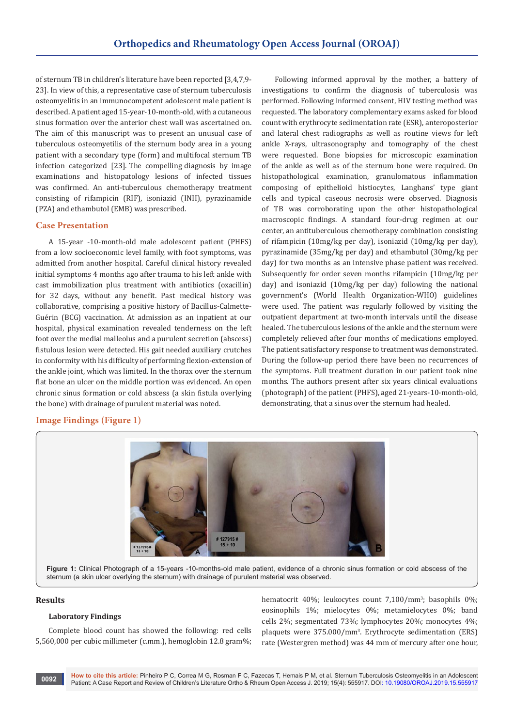of sternum TB in children's literature have been reported [3,4,7,9-23]. In view of this, a representative case of sternum tuberculosis osteomyelitis in an immunocompetent adolescent male patient is described. A patient aged 15-year-10-month-old, with a cutaneous sinus formation over the anterior chest wall was ascertained on. The aim of this manuscript was to present an unusual case of tuberculous osteomyetilis of the sternum body area in a young patient with a secondary type (form) and multifocal sternum TB infection categorized [23]. The compelling diagnosis by image examinations and histopatology lesions of infected tissues was confirmed. An anti-tuberculous chemotherapy treatment consisting of rifampicin (RIF), isoniazid (INH), pyrazinamide (PZA) and ethambutol (EMB) was prescribed.

## Case Presentation

A 15-year -10-month-old male adolescent patient (PHFS) from a low socioeconomic level family, with foot symptoms, was admitted from another hospital. Careful clinical history revealed initial symptoms 4 months ago after trauma to his left ankle with cast immobilization plus treatment with antibiotics (oxacillin) for 32 days, without any benefit. Past medical history was collaborative, comprising a positive history of Bacillus-Calmette-Guérin (BCG) vaccination. At admission as an inpatient at our hospital, physical examination revealed tenderness on the left foot over the medial malleolus and a purulent secretion (abscess) fistulous lesion were detected. His gait needed auxiliary crutches in conformity with his difficulty of performing flexion-extension of the ankle joint, which was limited. In the thorax over the sternum flat bone an ulcer on the middle portion was evidenced. An open chronic sinus formation or cold abscess (a skin fistula overlying the bone) with drainage of purulent material was noted.

Following informed approval by the mother, a battery of investigations to confirm the diagnosis of tuberculosis was performed. Following informed consent, HIV testing method was requested. The laboratory complementary exams asked for blood count with erythrocyte sedimentation rate (ESR), anteroposterior and lateral chest radiographs as well as routine views for left ankle X-rays, ultrasonography and tomography of the chest were requested. Bone biopsies for microscopic examination of the ankle as well as of the sternum bone were required. On histopathological examination, granulomatous inflammation composing of epithelioid histiocytes, Langhans' type giant cells and typical caseous necrosis were observed. Diagnosis of TB was corroborating upon the other histopathological macroscopic findings. A standard four-drug regimen at our center, an antituberculous chemotherapy combination consisting of rifampicin (10mg/kg per day), isoniazid (10mg/kg per day), pyrazinamide (35mg/kg per day) and ethambutol (30mg/kg per day) for two months as an intensive phase patient was received. Subsequently for order seven months rifampicin (10mg/kg per day) and isoniazid (10mg/kg per day) following the national government's (World Health Organization-WHO) guidelines were used. The patient was regularly followed by visiting the outpatient department at two-month intervals until the disease healed. The tuberculous lesions of the ankle and the sternum were completely relieved after four months of medications employed. The patient satisfactory response to treatment was demonstrated. During the follow-up period there have been no recurrences of the symptoms. Full treatment duration in our patient took nine months. The authors present after six years clinical evaluations (photograph) of the patient (PHFS), aged 21-years-10-month-old, demonstrating, that a sinus over the sternum had healed.

## Image Findings (Figure 1)

**Figure 1:** Clinical Photograph of a 15-years -10-months-old male patient, evidence of a chronic sinus formation or cold abscess of the sternum (a skin ulcer overlying the sternum) with drainage of purulent material was observed.

## Results

### Laboratory Findings

Complete blood count has showed the following: red cells 5,560,000 per cubic millimeter (c.mm.), hemoglobin 12.8 gram%; hematocrit 40%; leukocytes count 7,100/mm$^3$; basophils 0%; eosinophils 1%; mielocytes 0%; metamielocytes 0%; band cells 2%; segmentated 73%; lymphocytes 20%; monocytes 4%; plaquets were 375.000/mm$^3$. Erythrocyte sedimentation (ERS) rate (Westergren method) was 44 mm of mercury after one hour,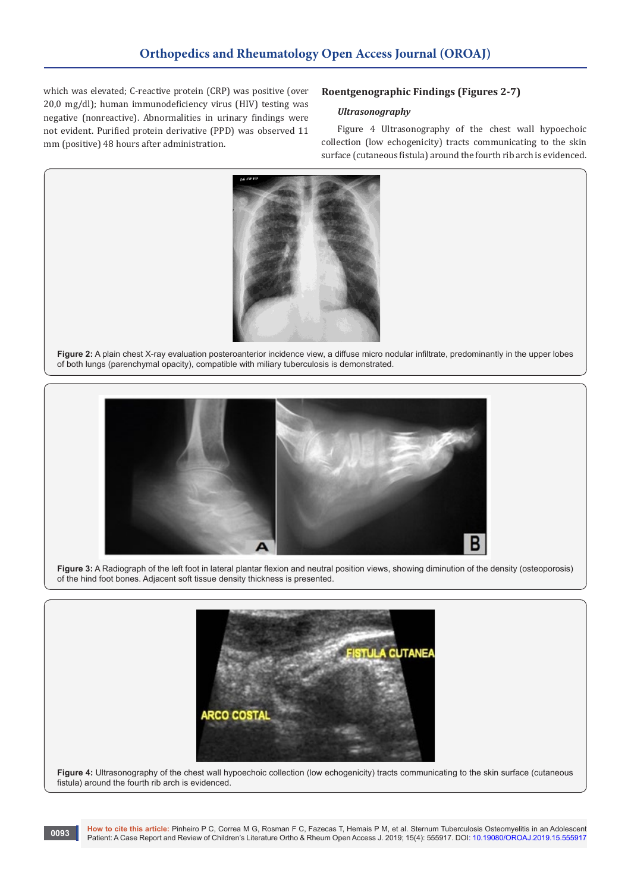which was elevated; C-reactive protein (CRP) was positive (over 20,0 mg/dl); human immunodeficiency virus (HIV) testing was negative (nonreactive). Abnormalities in urinary findings were not evident. Purified protein derivative (PPD) was observed 11 mm (positive) 48 hours after administration.

## Roentgenographic Findings (Figures 2-7)

### *Ultrasonography*

Figure 4 Ultrasonography of the chest wall hypoechoic collection (low echogenicity) tracts communicating to the skin surface (cutaneous fistula) around the fourth rib arch is evidenced.

**Figure 2:** A plain chest X-ray evaluation posteroanterior incidence view, a diffuse micro nodular infiltrate, predominantly in the upper lobes of both lungs (parenchymal opacity), compatible with miliary tuberculosis is demonstrated.

**Figure 3:** A Radiograph of the left foot in lateral plantar flexion and neutral position views, showing diminution of the density (osteoporosis) of the hind foot bones. Adjacent soft tissue density thickness is presented.

**Figure 4:** Ultrasonography of the chest wall hypoechoic collection (low echogenicity) tracts communicating to the skin surface (cutaneous fistula) around the fourth rib arch is evidenced.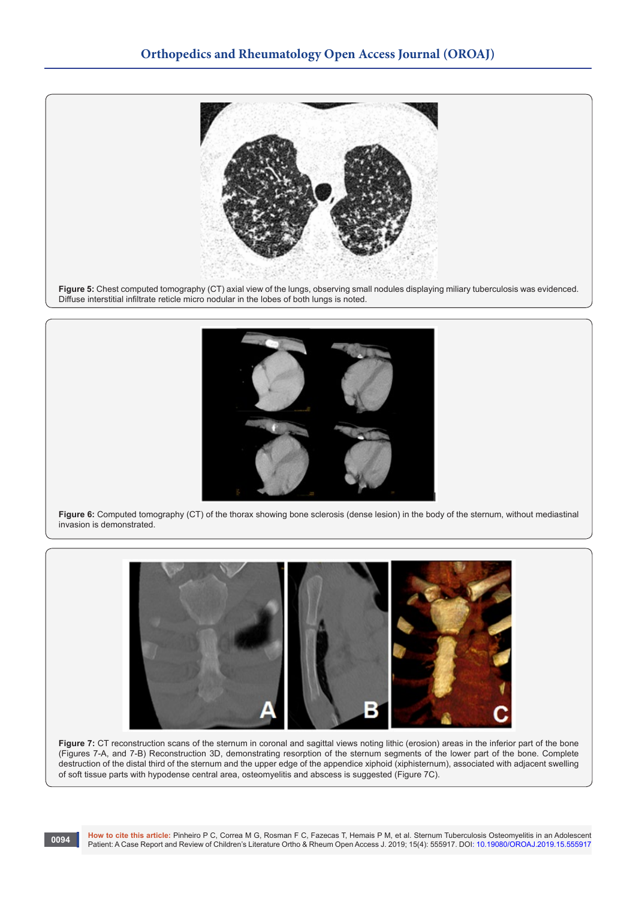**Figure 5:** Chest computed tomography (CT) axial view of the lungs, observing small nodules displaying miliary tuberculosis was evidenced. Diffuse interstitial infiltrate reticle micro nodular in the lobes of both lungs is noted.

**Figure 6:** Computed tomography (CT) of the thorax showing bone sclerosis (dense lesion) in the body of the sternum, without mediastinal invasion is demonstrated.

**Figure 7:** CT reconstruction scans of the sternum in coronal and sagittal views noting lithic (erosion) areas in the inferior part of the bone (Figures 7-A, and 7-B) Reconstruction 3D, demonstrating resorption of the sternum segments of the lower part of the bone. Complete destruction of the distal third of the sternum and the upper edge of the appendice xiphoid (xiphisternum), associated with adjacent swelling of soft tissue parts with hypodense central area, osteomyelitis and abscess is suggested (Figure 7C).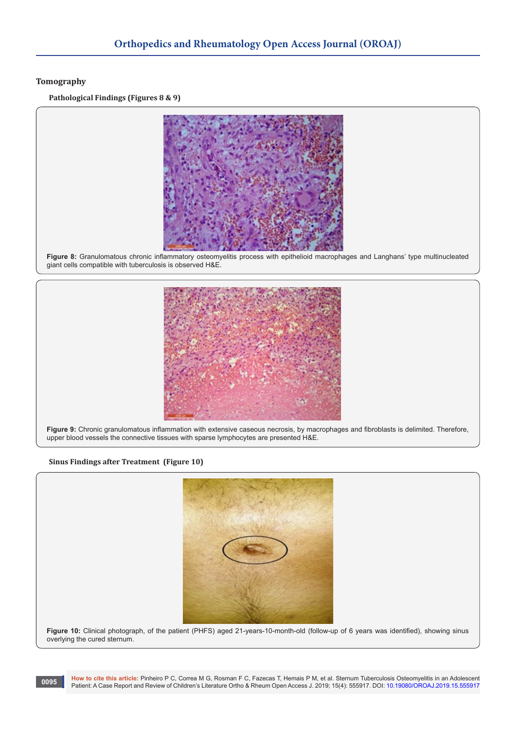### Tomography

#### Pathological Findings (Figures 8 & 9)

**Figure 8:** Granulomatous chronic inflammatory osteomyelitis process with epithelioid macrophages and Langhans' type multinucleated giant cells compatible with tuberculosis is observed H&E.

**Figure 9:** Chronic granulomatous inflammation with extensive caseous necrosis, by macrophages and fibroblasts is delimited. Therefore, upper blood vessels the connective tissues with sparse lymphocytes are presented H&E.

#### Sinus Findings after Treatment (Figure 10)

**Figure 10:** Clinical photograph, of the patient (PHFS) aged 21-years-10-month-old (follow-up of 6 years was identified), showing sinus overlying the cured sternum.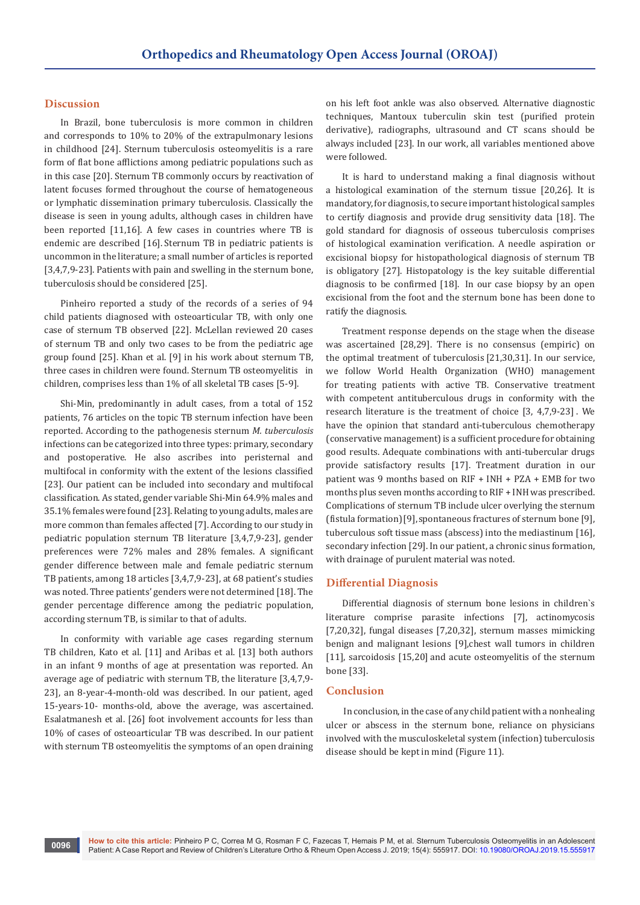## Discussion

In Brazil, bone tuberculosis is more common in children and corresponds to 10% to 20% of the extrapulmonary lesions in childhood [24]. Sternum tuberculosis osteomyelitis is a rare form of flat bone afflictions among pediatric populations such as in this case [20]. Sternum TB commonly occurs by reactivation of latent focuses formed throughout the course of hematogeneous or lymphatic dissemination primary tuberculosis. Classically the disease is seen in young adults, although cases in children have been reported [11,16]. A few cases in countries where TB is endemic are described [16]. Sternum TB in pediatric patients is uncommon in the literature; a small number of articles is reported [3,4,7,9-23]. Patients with pain and swelling in the sternum bone, tuberculosis should be considered [25].

Pinheiro reported a study of the records of a series of 94 child patients diagnosed with osteoarticular TB, with only one case of sternum TB observed [22]. McLellan reviewed 20 cases of sternum TB and only two cases to be from the pediatric age group found [25]. Khan et al. [9] in his work about sternum TB, three cases in children were found. Sternum TB osteomyelitis in children, comprises less than 1% of all skeletal TB cases [5-9].

Shi-Min, predominantly in adult cases, from a total of 152 patients, 76 articles on the topic TB sternum infection have been reported. According to the pathogenesis sternum *M. tuberculosis* infections can be categorized into three types: primary, secondary and postoperative. He also ascribes into peristernal and multifocal in conformity with the extent of the lesions classified [23]. Our patient can be included into secondary and multifocal classification. As stated, gender variable Shi-Min 64.9% males and 35.1% females were found [23]. Relating to young adults, males are more common than females affected [7]. According to our study in pediatric population sternum TB literature [3,4,7,9-23], gender preferences were 72% males and 28% females. A significant gender difference between male and female pediatric sternum TB patients, among 18 articles [3,4,7,9-23], at 68 patient's studies was noted. Three patients' genders were not determined [18]. The gender percentage difference among the pediatric population, according sternum TB, is similar to that of adults.

In conformity with variable age cases regarding sternum TB children, Kato et al. [11] and Aribas et al. [13] both authors in an infant 9 months of age at presentation was reported. An average age of pediatric with sternum TB, the literature [3,4,7,9-23], an 8-year-4-month-old was described. In our patient, aged 15-years-10- months-old, above the average, was ascertained. Esalatmanesh et al. [26] foot involvement accounts for less than 10% of cases of osteoarticular TB was described. In our patient with sternum TB osteomyelitis the symptoms of an open draining on his left foot ankle was also observed. Alternative diagnostic techniques, Mantoux tuberculin skin test (purified protein derivative), radiographs, ultrasound and CT scans should be always included [23]. In our work, all variables mentioned above were followed.

It is hard to understand making a final diagnosis without a histological examination of the sternum tissue [20,26]. It is mandatory, for diagnosis, to secure important histological samples to certify diagnosis and provide drug sensitivity data [18]. The gold standard for diagnosis of osseous tuberculosis comprises of histological examination verification. A needle aspiration or excisional biopsy for histopathological diagnosis of sternum TB is obligatory [27]. Histopatology is the key suitable differential diagnosis to be confirmed [18]. In our case biopsy by an open excisional from the foot and the sternum bone has been done to ratify the diagnosis.

Treatment response depends on the stage when the disease was ascertained [28,29]. There is no consensus (empiric) on the optimal treatment of tuberculosis [21,30,31]. In our service, we follow World Health Organization (WHO) management for treating patients with active TB. Conservative treatment with competent antituberculous drugs in conformity with the research literature is the treatment of choice [3, 4,7,9-23] . We have the opinion that standard anti-tuberculous chemotherapy (conservative management) is a sufficient procedure for obtaining good results. Adequate combinations with anti-tubercular drugs provide satisfactory results [17]. Treatment duration in our patient was 9 months based on RIF + INH + PZA + EMB for two months plus seven months according to RIF + INH was prescribed. Complications of sternum TB include ulcer overlying the sternum (fistula formation) [9], spontaneous fractures of sternum bone [9], tuberculous soft tissue mass (abscess) into the mediastinum [16], secondary infection [29]. In our patient, a chronic sinus formation, with drainage of purulent material was noted.

## Differential Diagnosis

Differential diagnosis of sternum bone lesions in children`s literature comprise parasite infections [7], actinomycosis [7,20,32], fungal diseases [7,20,32], sternum masses mimicking benign and malignant lesions [9],chest wall tumors in children [11], sarcoidosis [15,20] and acute osteomyelitis of the sternum bone [33].

## Conclusion

In conclusion, in the case of any child patient with a nonhealing ulcer or abscess in the sternum bone, reliance on physicians involved with the musculoskeletal system (infection) tuberculosis disease should be kept in mind (Figure 11).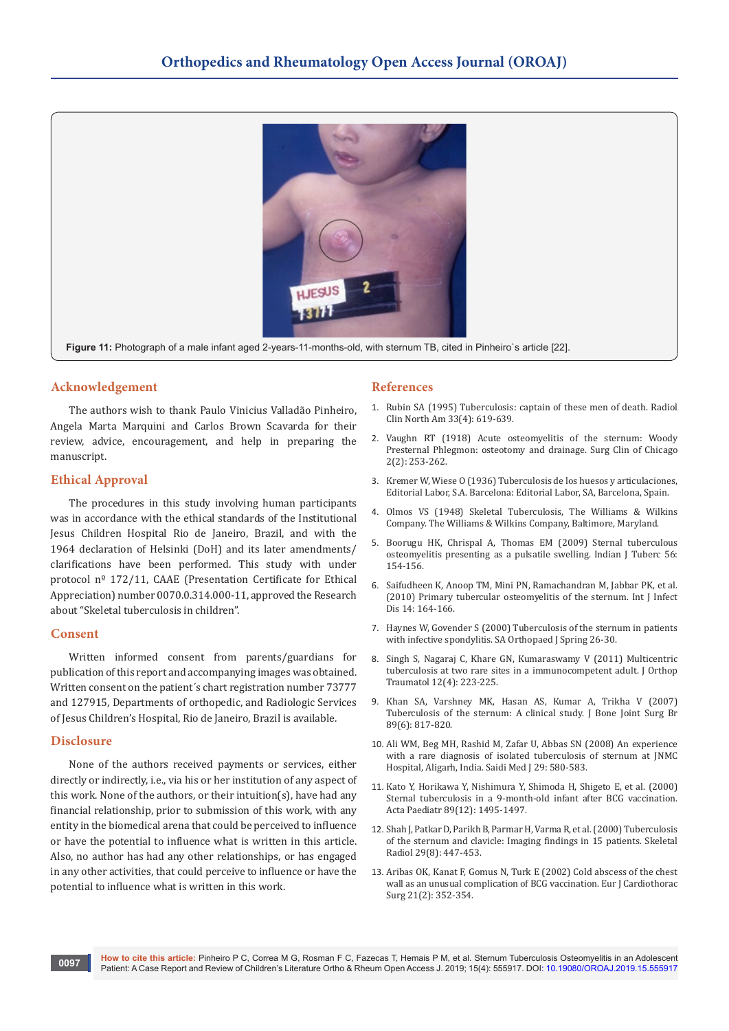Figure 11: Photograph of a male infant aged 2-years-11-months-old, with sternum TB, cited in Pinheiro`s article [22].

## Acknowledgement

The authors wish to thank Paulo Vinicius Valladão Pinheiro, Angela Marta Marquini and Carlos Brown Scavarda for their review, advice, encouragement, and help in preparing the manuscript.

## Ethical Approval

The procedures in this study involving human participants was in accordance with the ethical standards of the Institutional Jesus Children Hospital Rio de Janeiro, Brazil, and with the 1964 declaration of Helsinki (DoH) and its later amendments/ clarifications have been performed. This study with under protocol nº 172/11, CAAE (Presentation Certificate for Ethical Appreciation) number 0070.0.314.000-11, approved the Research about "Skeletal tuberculosis in children".

## Consent

Written informed consent from parents/guardians for publication of this report and accompanying images was obtained. Written consent on the patient´s chart registration number 73777 and 127915, Departments of orthopedic, and Radiologic Services of Jesus Children's Hospital, Rio de Janeiro, Brazil is available.

## Disclosure

None of the authors received payments or services, either directly or indirectly, i.e., via his or her institution of any aspect of this work. None of the authors, or their intuition(s), have had any financial relationship, prior to submission of this work, with any entity in the biomedical arena that could be perceived to influence or have the potential to influence what is written in this article. Also, no author has had any other relationships, or has engaged in any other activities, that could perceive to influence or have the potential to influence what is written in this work.

## References

1. Rubin SA (1995) Tuberculosis: captain of these men of death. Radiol Clin North Am 33(4): 619-639.
2. Vaughn RT (1918) Acute osteomyelitis of the sternum: Woody Presternal Phlegmon: osteotomy and drainage. Surg Clin of Chicago 2(2): 253-262.
3. Kremer W, Wiese O (1936) Tuberculosis de los huesos y articulaciones, Editorial Labor, S.A. Barcelona: Editorial Labor, SA, Barcelona, Spain.
4. Olmos VS (1948) Skeletal Tuberculosis, The Williams & Wilkins Company. The Williams & Wilkins Company, Baltimore, Maryland.
5. Boorugu HK, Chrispal A, Thomas EM (2009) Sternal tuberculous osteomyelitis presenting as a pulsatile swelling. Indian J Tuberc 56: 154-156.
6. Saifudheen K, Anoop TM, Mini PN, Ramachandran M, Jabbar PK, et al. (2010) Primary tubercular osteomyelitis of the sternum. Int J Infect Dis 14: 164-166.
7. Haynes W, Govender S (2000) Tuberculosis of the sternum in patients with infective spondylitis. SA Orthopaed J Spring 26-30.
8. Singh S, Nagaraj C, Khare GN, Kumaraswamy V (2011) Multicentric tuberculosis at two rare sites in a immunocompetent adult. J Orthop Traumatol 12(4): 223-225.
9. Khan SA, Varshney MK, Hasan AS, Kumar A, Trikha V (2007) Tuberculosis of the sternum: A clinical study. J Bone Joint Surg Br 89(6): 817-820.
10. Ali WM, Beg MH, Rashid M, Zafar U, Abbas SN (2008) An experience with a rare diagnosis of isolated tuberculosis of sternum at JNMC Hospital, Aligarh, India. Saidi Med J 29: 580-583.
11. Kato Y, Horikawa Y, Nishimura Y, Shimoda H, Shigeto E, et al. (2000) Sternal tuberculosis in a 9-month-old infant after BCG vaccination. Acta Paediatr 89(12): 1495-1497.
12. Shah J, Patkar D, Parikh B, Parmar H, Varma R, et al. (2000) Tuberculosis of the sternum and clavicle: Imaging findings in 15 patients. Skeletal Radiol 29(8): 447-453.
13. Aribas OK, Kanat F, Gomus N, Turk E (2002) Cold abscess of the chest wall as an unusual complication of BCG vaccination. Eur J Cardiothorac Surg 21(2): 352-354.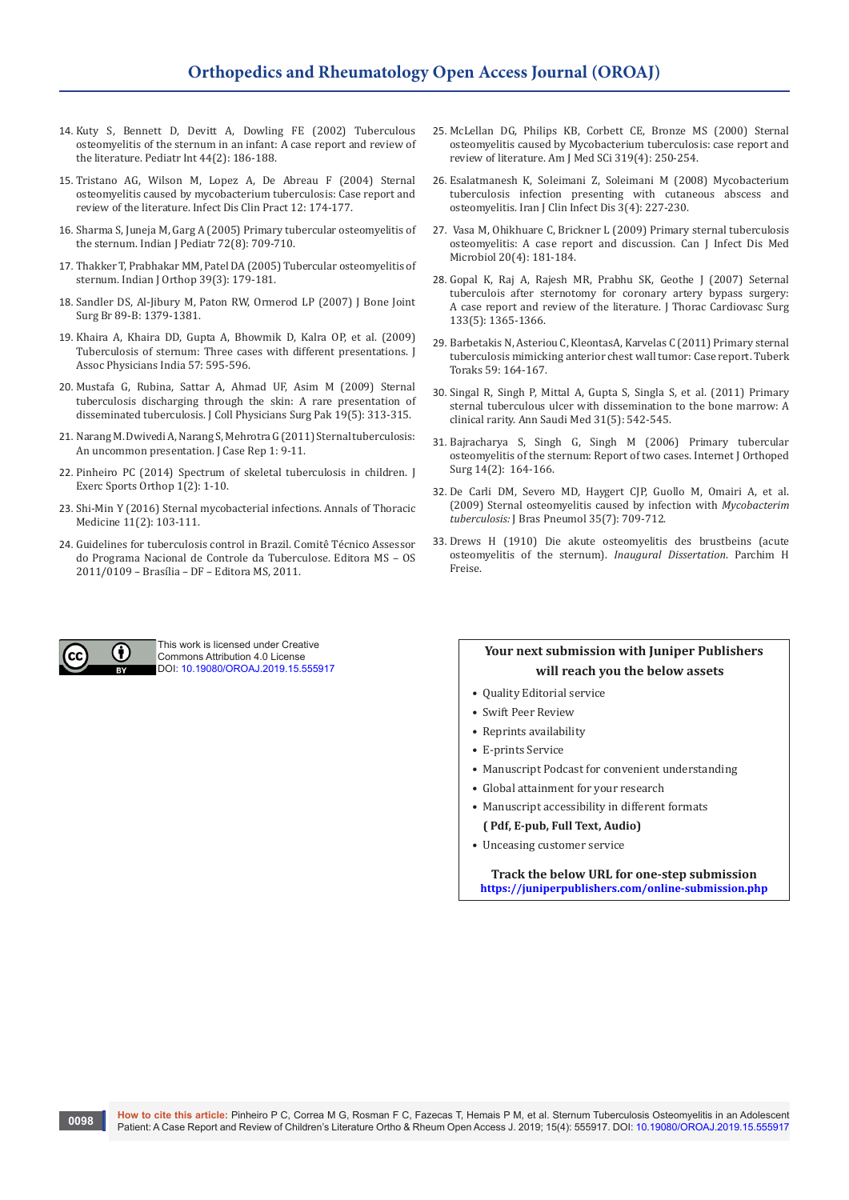14. Kuty S, Bennett D, Devitt A, Dowling FE (2002) Tuberculous osteomyelitis of the sternum in an infant: A case report and review of the literature. Pediatr Int 44(2): 186-188.
15. Tristano AG, Wilson M, Lopez A, De Abreau F (2004) Sternal osteomyelitis caused by mycobacterium tuberculosis: Case report and review of the literature. Infect Dis Clin Pract 12: 174-177.
16. Sharma S, Juneja M, Garg A (2005) Primary tubercular osteomyelitis of the sternum. Indian J Pediatr 72(8): 709-710.
17. Thakker T, Prabhakar MM, Patel DA (2005) Tubercular osteomyelitis of sternum. Indian J Orthop 39(3): 179-181.
18. Sandler DS, Al-Jibury M, Paton RW, Ormerod LP (2007) J Bone Joint Surg Br 89-B: 1379-1381.
19. Khaira A, Khaira DD, Gupta A, Bhowmik D, Kalra OP, et al. (2009) Tuberculosis of sternum: Three cases with different presentations. J Assoc Physicians India 57: 595-596.
20. Mustafa G, Rubina, Sattar A, Ahmad UF, Asim M (2009) Sternal tuberculosis discharging through the skin: A rare presentation of disseminated tuberculosis. J Coll Physicians Surg Pak 19(5): 313-315.
21. Narang M. Dwivedi A, Narang S, Mehrotra G (2011) Sternal tuberculosis: An uncommon presentation. J Case Rep 1: 9-11.
22. Pinheiro PC (2014) Spectrum of skeletal tuberculosis in children. J Exerc Sports Orthop 1(2): 1-10.
23. Shi-Min Y (2016) Sternal mycobacterial infections. Annals of Thoracic Medicine 11(2): 103-111.
24. Guidelines for tuberculosis control in Brazil. Comitê Técnico Assessor do Programa Nacional de Controle da Tuberculose. Editora MS – OS 2011/0109 – Brasília – DF – Editora MS, 2011.
25. McLellan DG, Philips KB, Corbett CE, Bronze MS (2000) Sternal osteomyelitis caused by Mycobacterium tuberculosis: case report and review of literature. Am J Med SCi 319(4): 250-254.
26. Esalatmanesh K, Soleimani Z, Soleimani M (2008) Mycobacterium tuberculosis infection presenting with cutaneous abscess and osteomyelitis. Iran J Clin Infect Dis 3(4): 227-230.
27. Vasa M, Ohikhuare C, Brickner L (2009) Primary sternal tuberculosis osteomyelitis: A case report and discussion. Can J Infect Dis Med Microbiol 20(4): 181-184.
28. Gopal K, Raj A, Rajesh MR, Prabhu SK, Geothe J (2007) Seternal tuberculosis after sternotomy for coronary artery bypass surgery: A case report and review of the literature. J Thorac Cardiovasc Surg 133(5): 1365-1366.
29. Barbetakis N, Asteriou C, KleontasA, Karvelas C (2011) Primary sternal tuberculosis mimicking anterior chest wall tumor: Case report. Tuberk Toraks 59: 164-167.
30. Singal R, Singh P, Mittal A, Gupta S, Singla S, et al. (2011) Primary sternal tuberculous ulcer with dissemination to the bone marrow: A clinical rarity. Ann Saudi Med 31(5): 542-545.
31. Bajracharya S, Singh G, Singh M (2006) Primary tubercular osteomyelitis of the sternum: Report of two cases. Internet J Orthoped Surg 14(2): 164-166.
32. De Carli DM, Severo MD, Haygert CJP, Guollo M, Omairi A, et al. (2009) Sternal osteomyelitis caused by infection with *Mycobacterim tuberculosis:* J Bras Pneumol 35(7): 709-712.
33. Drews H (1910) Die akute osteomyelitis des brustbeins (acute osteomyelitis of the sternum). *Inaugural Dissertation*. Parchim H Freise.

This work is licensed under Creative Commons Attribution 4.0 License
DOI: 10.19080/OROAJ.2019.15.555917

**Your next submission with Juniper Publishers will reach you the below assets**

- Quality Editorial service
- Swift Peer Review
- Reprints availability
- E-prints Service
- Manuscript Podcast for convenient understanding
- Global attainment for your research
- Manuscript accessibility in different formats
  **( Pdf, E-pub, Full Text, Audio)**
- Unceasing customer service

**Track the below URL for one-step submission**
**https://juniperpublishers.com/online-submission.php**

**How to cite this article:** Pinheiro P C, Correa M G, Rosman F C, Fazecas T, Hemais P M, et al. Sternum Tuberculosis Osteomyelitis in an Adolescent Patient: A Case Report and Review of Children's Literature Ortho & Rheum Open Access J. 2019; 15(4): 555917. DOI: 10.19080/OROAJ.2019.15.555917